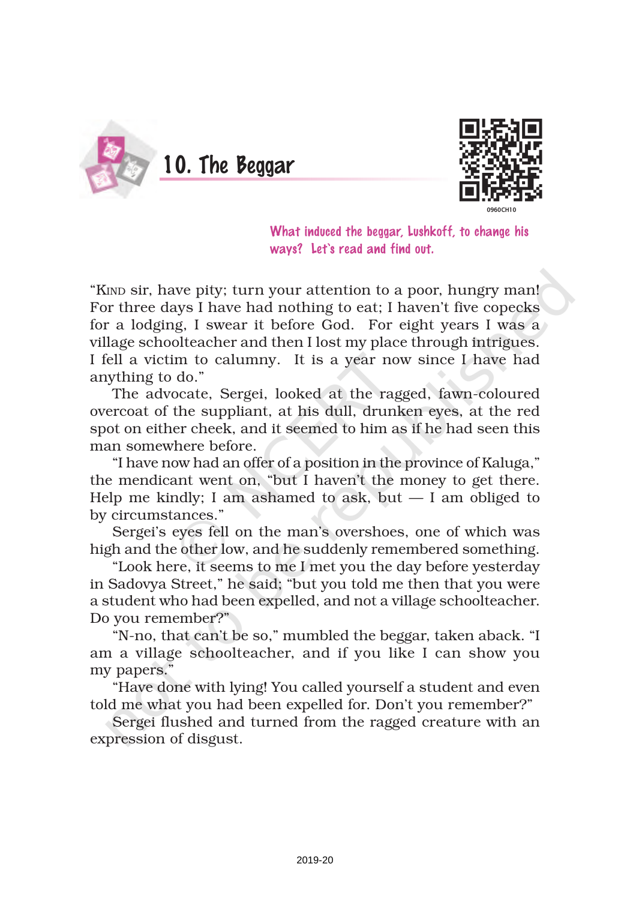# 10. The Beggar

*What induced the beggar, Lushkoff, to change his ways? Let's read and find out.*

"KIND sir, have pity; turn your attention to a poor, hungry man! For three days I have had nothing to eat; I haven't five copecks for a lodging, I swear it before God. For eight years I was a village schoolteacher and then I lost my place through intrigues. I fell a victim to calumny. It is a year now since I have had anything to do."

The advocate, Sergei, looked at the ragged, fawn-coloured overcoat of the suppliant, at his dull, drunken eyes, at the red spot on either cheek, and it seemed to him as if he had seen this man somewhere before.

"I have now had an offer of a position in the province of Kaluga," the mendicant went on, "but I haven't the money to get there. Help me kindly; I am ashamed to ask, but — I am obliged to by circumstances."

Sergei's eyes fell on the man's overshoes, one of which was high and the other low, and he suddenly remembered something.

"Look here, it seems to me I met you the day before yesterday in Sadovya Street," he said; "but you told me then that you were a student who had been expelled, and not a village schoolteacher. Do you remember?"

"N-no, that can't be so," mumbled the beggar, taken aback. "I am a village schoolteacher, and if you like I can show you my papers."

"Have done with lying! You called yourself a student and even told me what you had been expelled for. Don't you remember?"

Sergei flushed and turned from the ragged creature with an expression of disgust.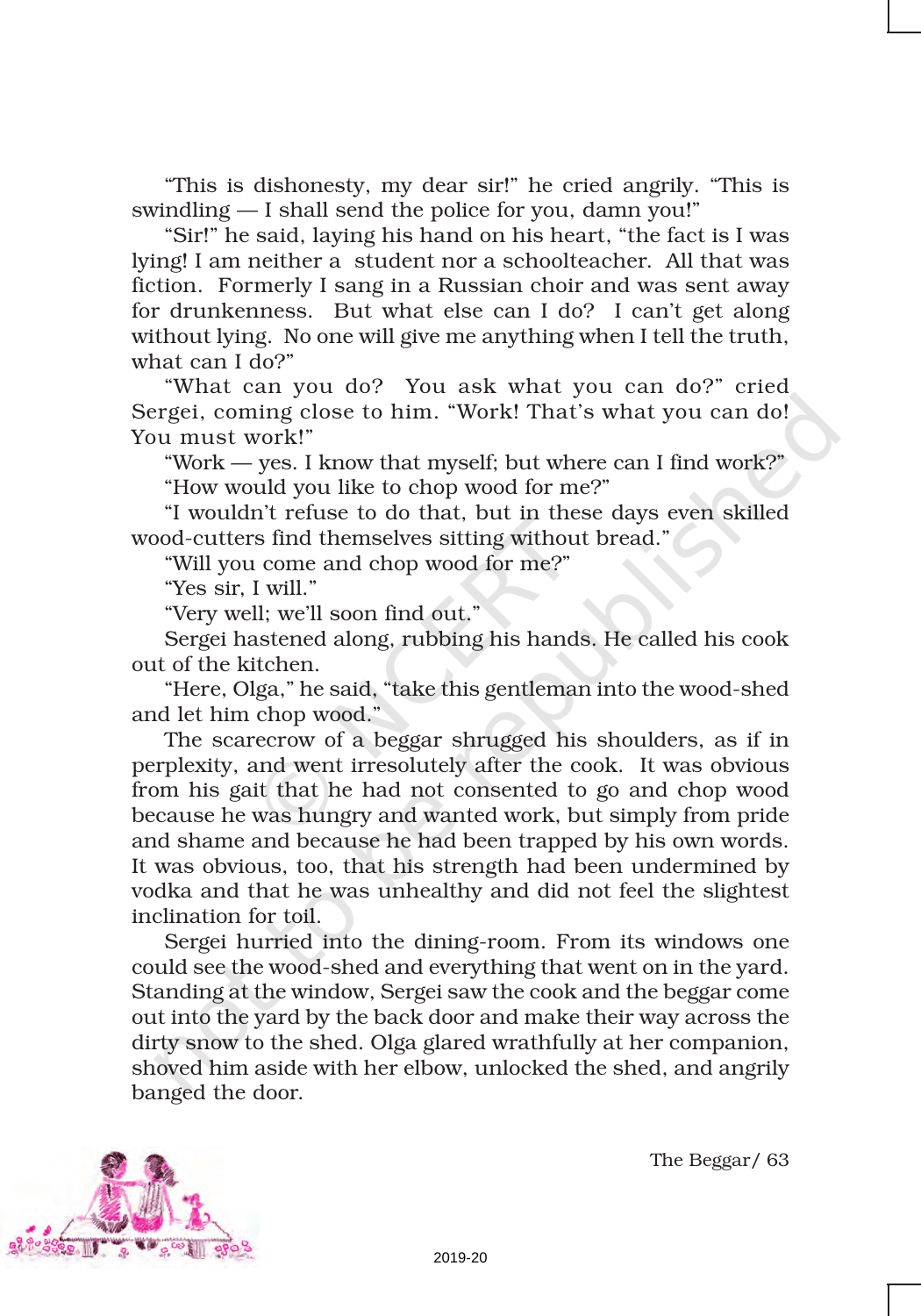"This is dishonesty, my dear sir!" he cried angrily. "This is swindling — I shall send the police for you, damn you!"

"Sir!" he said, laying his hand on his heart, "the fact is I was lying! I am neither a student nor a schoolteacher. All that was fiction. Formerly I sang in a Russian choir and was sent away for drunkenness. But what else can I do? I can't get along without lying. No one will give me anything when I tell the truth, what can I do?"

"What can you do? You ask what you can do?" cried Sergei, coming close to him. "Work! That's what you can do! You must work!"

"Work — yes. I know that myself; but where can I find work?"

"How would you like to chop wood for me?"

"I wouldn't refuse to do that, but in these days even skilled wood-cutters find themselves sitting without bread."

"Will you come and chop wood for me?"

"Yes sir, I will."

"Very well; we'll soon find out."

Sergei hastened along, rubbing his hands. He called his cook out of the kitchen.

"Here, Olga," he said, "take this gentleman into the wood-shed and let him chop wood."

The scarecrow of a beggar shrugged his shoulders, as if in perplexity, and went irresolutely after the cook. It was obvious from his gait he had not consented to go and chop wood because he was hungry and wanted work, but simply from pride and shame and because he had been trapped by his own words. It was obvious, too, that his strength had been undermined by vodka and that he was unhealthy and did not feel the slightest inclination for toil.

Sergei hurried into the dining-room. From its windows one could see the wood-shed and everything that went on in the yard. Standing at the window, Sergei saw the cook and the beggar come out into the yard by the back door and make their way across the dirty snow to the shed. Olga glared wrathfully at her companion, shoved him aside with her elbow, unlocked the shed, and angrily banged the door.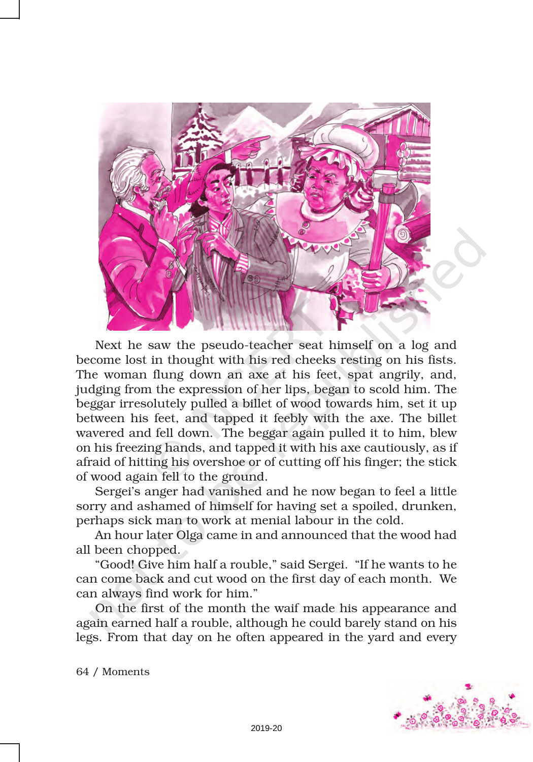Next he saw the pseudo-teacher seat himself on a log and become lost in thought with his red cheeks resting on his fists. The woman flung down an axe at his feet, spat angrily, and, judging from the expression of her lips, began to scold him. The beggar irresolutely pulled a billet of wood towards him, set it up between his feet, and tapped it feebly with the axe. The billet wavered and fell down. The beggar again pulled it to him, blew on his freezing hands, and tapped it with his axe cautiously, as if afraid of hitting his overshoe or of cutting off his finger; the stick of wood again fell to the ground.

Sergei's anger had vanished and he now began to feel a little sorry and ashamed of himself for having set a spoiled, drunken, perhaps sick man to work at menial labour in the cold.

An hour later Olga came in and announced that the wood had all been chopped.

"Good! Give him half a rouble," said Sergei. "If he wants to he can come back and cut wood on the first day of each month. We can always find work for him."

On the first of the month the waif made his appearance and again earned half a rouble, although he could barely stand on his legs. From that day on he often appeared in the yard and every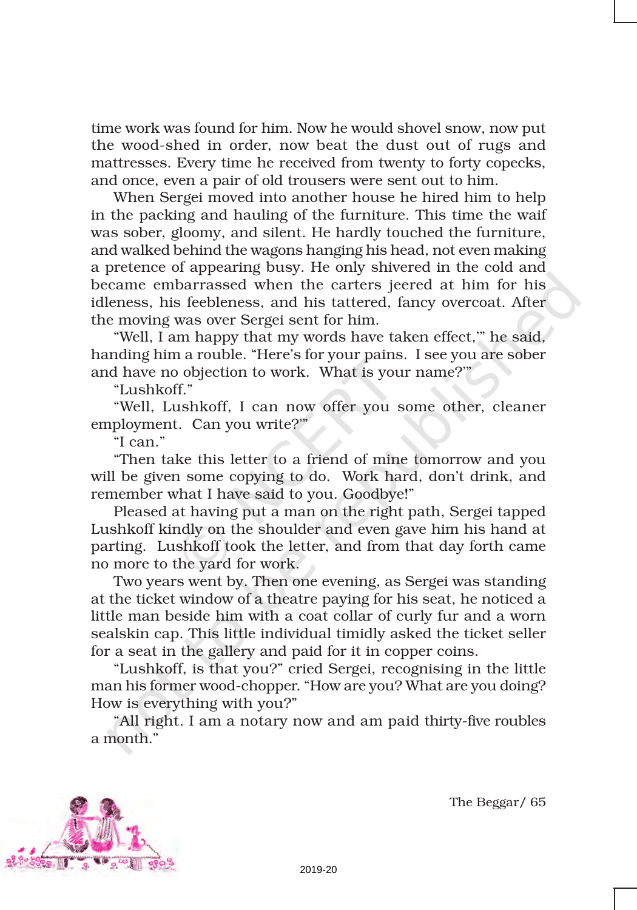time work was found for him. Now he would shovel snow, now put the wood-shed in order, now beat the dust out of rugs and mattresses. Every time he received from twenty to forty copecks, and once, even a pair of old trousers were sent out to him.

When Sergei moved into another house he hired him to help in the packing and hauling of the furniture. This time the waif was sober, gloomy, and silent. He hardly touched the furniture, and walked behind the wagons hanging his head, not even making a pretence of appearing busy. He only shivered in the cold and became embarrassed when the carters jeered at him for his idleness, his feebleness, and his tattered, fancy overcoat. After the moving was over Sergei sent for him.

"Well, I am happy that my words have taken effect,'" he said, handing him a rouble. "Here's for your pains. I see you are sober and have no objection to work. What is your name?'"

"Lushkoff."

"Well, Lushkoff, I can now offer you some other, cleaner employment. Can you write?'"

"I can."

"Then take this letter to a friend of mine tomorrow and you will be given some copying to do. Work hard, don't drink, and remember what I have said to you. Goodbye!"

Pleased at having put a man on the right path, Sergei tapped Lushkoff kindly on the shoulder and even gave him his hand at parting. Lushkoff took the letter, and from that day forth came no more to the yard for work.

Two years went by. Then one evening, as Sergei was standing at the ticket window of a theatre paying for his seat, he noticed a little man beside him with a coat collar of curly fur and a worn sealskin cap. This little individual timidly asked the ticket seller for a seat in the gallery and paid for it in copper coins.

"Lushkoff, is that you?" cried Sergei, recognising in the little man his former wood-chopper. "How are you? What are you doing? How is everything with you?"

"All right. I am a notary now and am paid thirty-five roubles a month."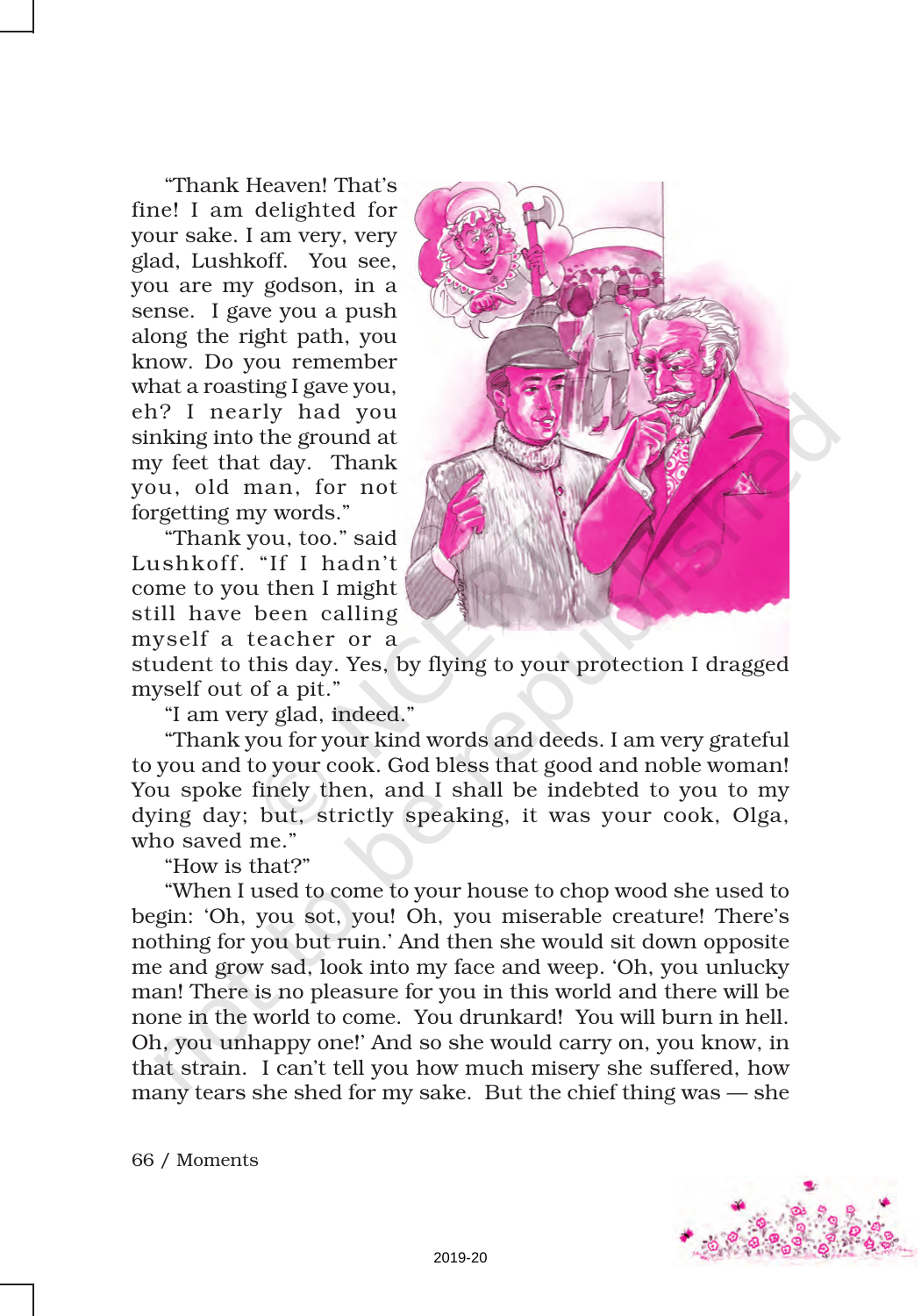"Thank Heaven! That's fine! I am delighted for your sake. I am very, very glad, Lushkoff. You see, you are my godson, in a sense. I gave you a push along the right path, you know. Do you remember what a roasting I gave you, eh? I nearly had you sinking into the ground at my feet that day. Thank you, old man, for not forgetting my words."

"Thank you, too." said Lushkoff. "If I hadn't come to you then I might still have been calling myself a teacher or a student to this day. Yes, by flying to your protection I dragged myself out of a pit."

"I am very glad, indeed."

"Thank you for your kind words and deeds. I am very grateful to you and to your cook. God bless that good and noble woman! You spoke finely then, and I shall be indebted to you to my dying day; but, strictly speaking, it was your cook, Olga, who saved me."

"How is that?"

"When I used to come to your house to chop wood she used to begin: 'Oh, you sot, you! Oh, you miserable creature! There's nothing for you but ruin.' And then she would sit down opposite me and grow sad, look into my face and weep. 'Oh, you unlucky man! There is no pleasure for you in this world and there will be none in the world to come. You drunkard! You will burn in hell. Oh, you unhappy one!' And so she would carry on, you know, in that strain. I can't tell you how much misery she suffered, how many tears she shed for my sake. But the chief thing was — she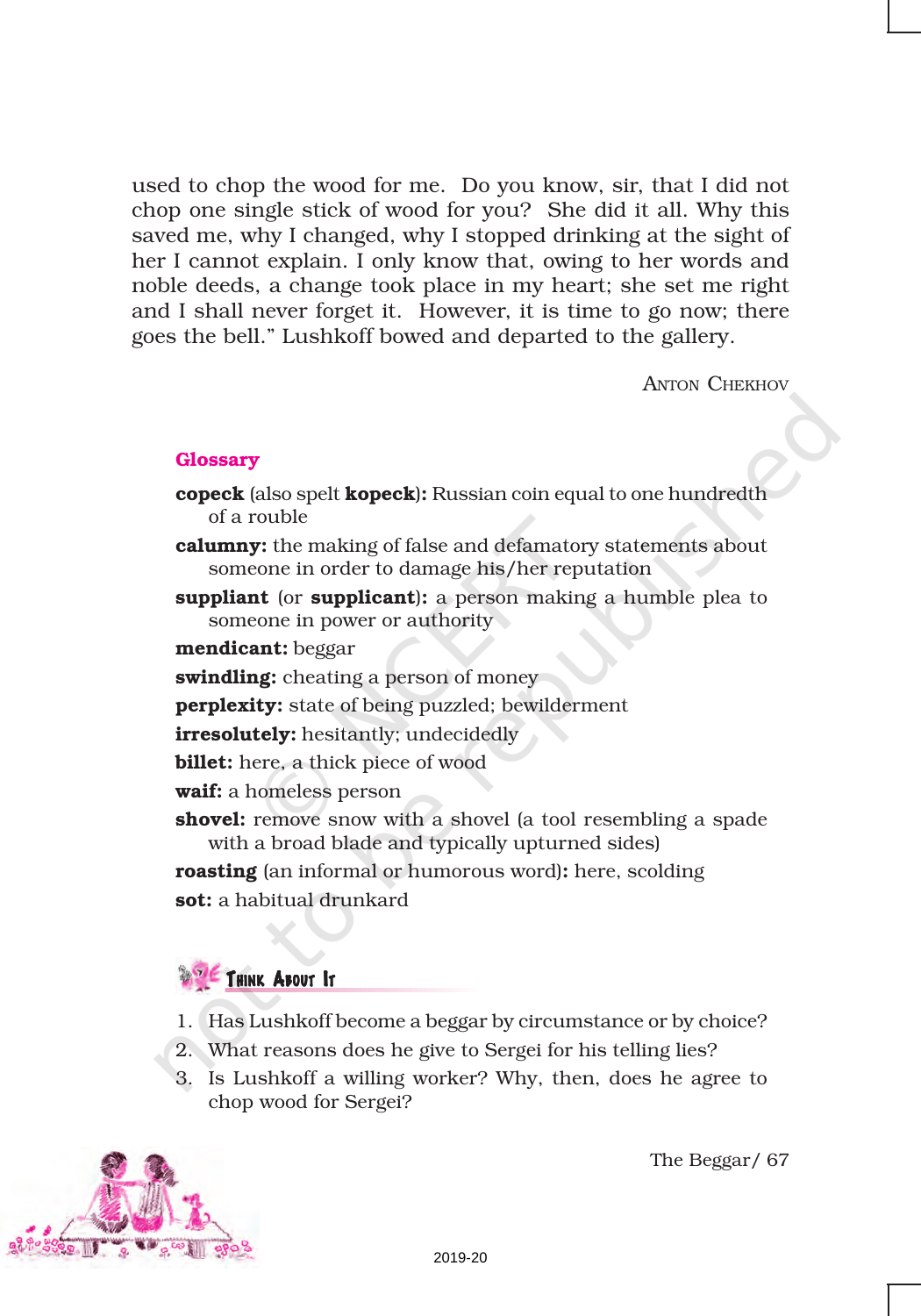used to chop the wood for me. Do you know, sir, that I did not chop one single stick of wood for you? She did it all. Why this saved me, why I changed, why I stopped drinking at the sight of her I cannot explain. I only know that, owing to her words and noble deeds, a change took place in my heart; she set me right and I shall never forget it. However, it is time to go now; there goes the bell." Lushkoff bowed and departed to the gallery.

ANTON CHEKHOV

## Glossary

**copeck** (also spelt **kopeck**)**:** Russian coin equal to one hundredth of a rouble

**calumny:** the making of false and defamatory statements about someone in order to damage his/her reputation

**suppliant** (or **supplicant**)**:** a person making a humble plea to someone in power or authority

**mendicant:** beggar

**swindling:** cheating a person of money

**perplexity:** state of being puzzled; bewilderment

**irresolutely:** hesitantly; undecidedly

**billet:** here, a thick piece of wood

**waif:** a homeless person

**shovel:** remove snow with a shovel (a tool resembling a spade with a broad blade and typically upturned sides)

**roasting** (an informal or humorous word)**:** here, scolding

**sot:** a habitual drunkard

## Think About It

1. Has Lushkoff become a beggar by circumstance or by choice?
2. What reasons does he give to Sergei for his telling lies?
3. Is Lushkoff a willing worker? Why, then, does he agree to chop wood for Sergei?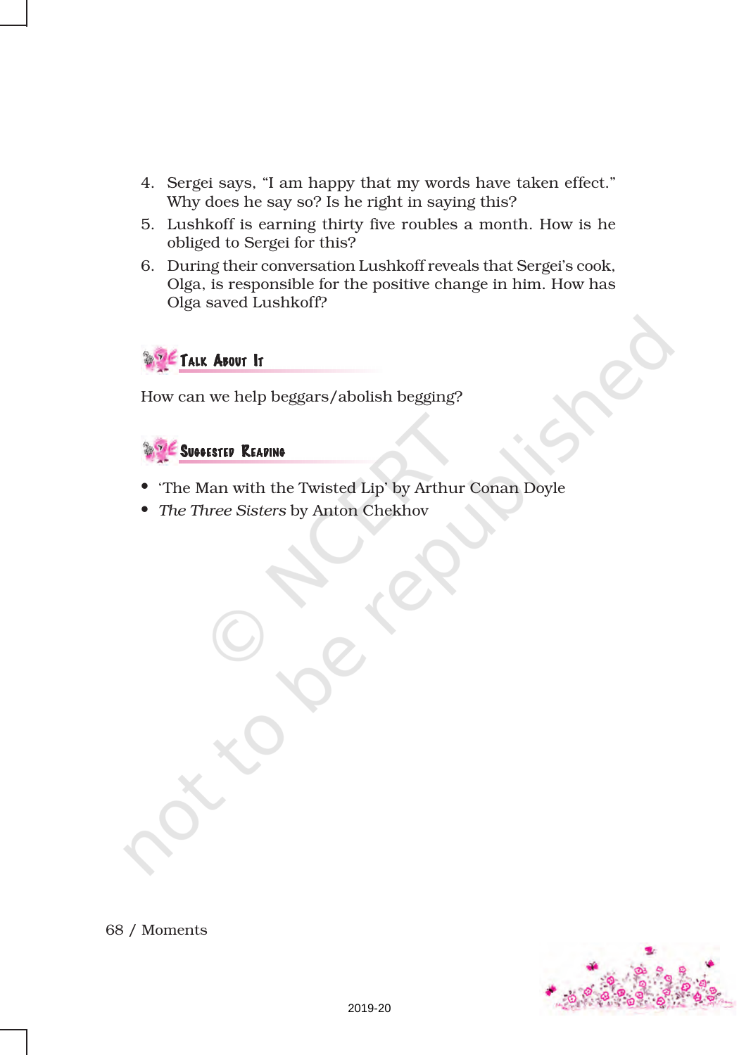4. Sergei says, "I am happy that my words have taken effect." Why does he say so? Is he right in saying this?
5. Lushkoff is earning thirty five roubles a month. How is he obliged to Sergei for this?
6. During their conversation Lushkoff reveals that Sergei's cook, Olga, is responsible for the positive change in him. How has Olga saved Lushkoff?

## Talk About It

How can we help beggars/abolish begging?

## Suggested Reading

- 'The Man with the Twisted Lip' by Arthur Conan Doyle
- *The Three Sisters* by Anton Chekhov